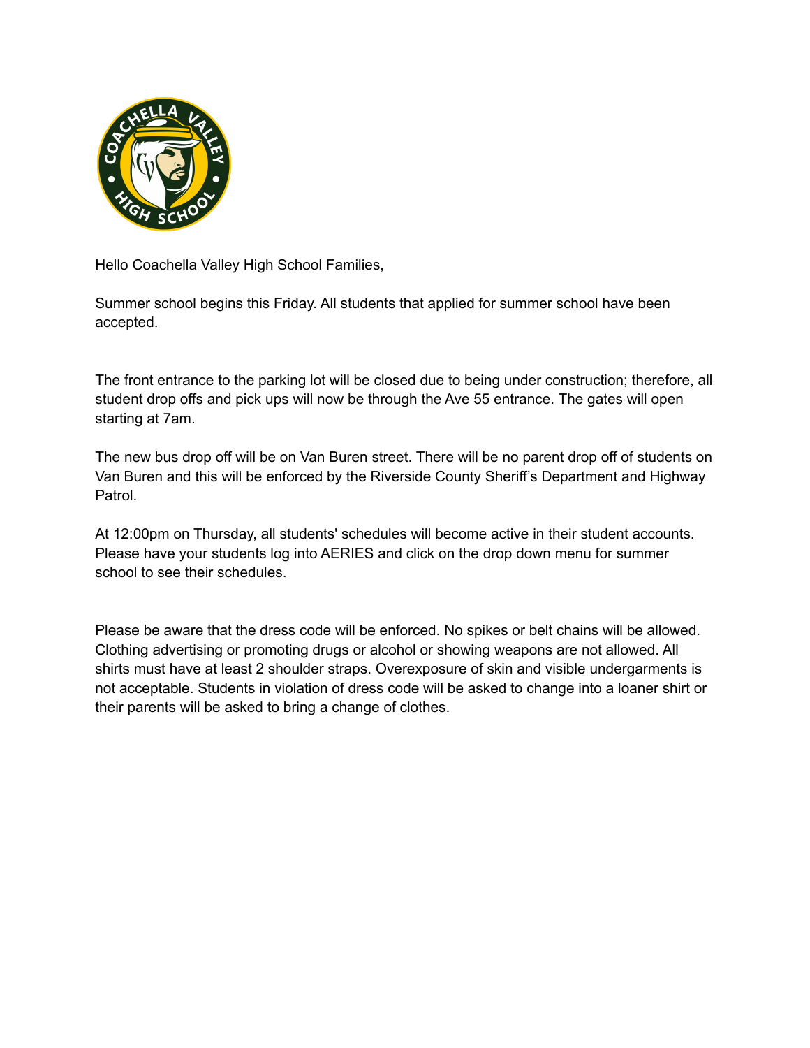Hello Coachella Valley High School Families,

Summer school begins this Friday. All students that applied for summer school have been accepted.

The front entrance to the parking lot will be closed due to being under construction; therefore, all student drop offs and pick ups will now be through the Ave 55 entrance. The gates will open starting at 7am.

The new bus drop off will be on Van Buren street. There will be no parent drop off of students on Van Buren and this will be enforced by the Riverside County Sheriff's Department and Highway Patrol.

At 12:00pm on Thursday, all students' schedules will become active in their student accounts. Please have your students log into AERIES and click on the drop down menu for summer school to see their schedules.

Please be aware that the dress code will be enforced. No spikes or belt chains will be allowed. Clothing advertising or promoting drugs or alcohol or showing weapons are not allowed. All shirts must have at least 2 shoulder straps. Overexposure of skin and visible undergarments is not acceptable. Students in violation of dress code will be asked to change into a loaner shirt or their parents will be asked to bring a change of clothes.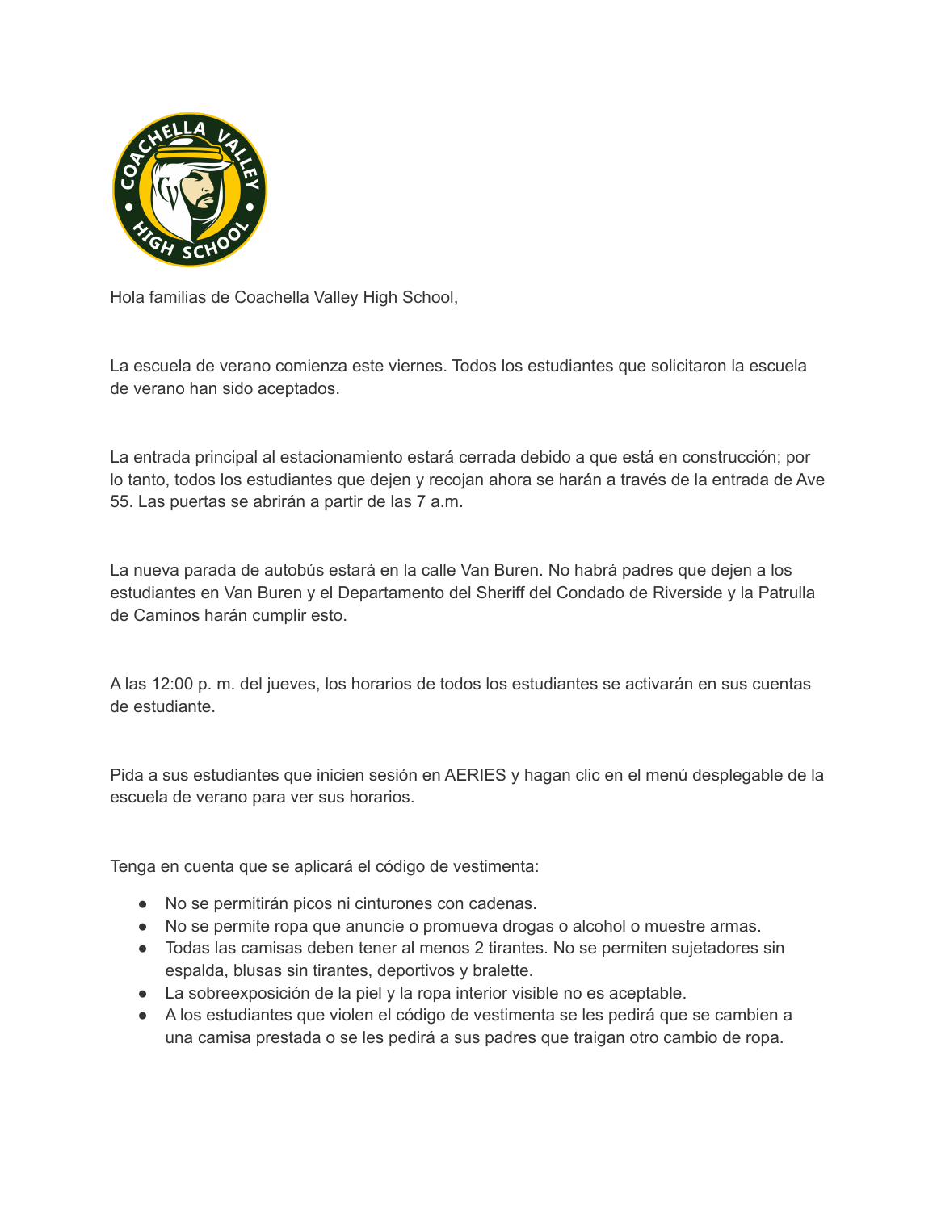Hola familias de Coachella Valley High School,

La escuela de verano comienza este viernes. Todos los estudiantes que solicitaron la escuela de verano han sido aceptados.

La entrada principal al estacionamiento estará cerrada debido a que está en construcción; por lo tanto, todos los estudiantes que dejen y recojan ahora se harán a través de la entrada de Ave 55. Las puertas se abrirán a partir de las 7 a.m.

La nueva parada de autobús estará en la calle Van Buren. No habrá padres que dejen a los estudiantes en Van Buren y el Departamento del Sheriff del Condado de Riverside y la Patrulla de Caminos harán cumplir esto.

A las 12:00 p. m. del jueves, los horarios de todos los estudiantes se activarán en sus cuentas de estudiante.

Pida a sus estudiantes que inicien sesión en AERIES y hagan clic en el menú desplegable de la escuela de verano para ver sus horarios.

Tenga en cuenta que se aplicará el código de vestimenta:

- No se permitirán picos ni cinturones con cadenas.
- No se permite ropa que anuncie o promueva drogas o alcohol o muestre armas.
- Todas las camisas deben tener al menos 2 tirantes. No se permiten sujetadores sin espalda, blusas sin tirantes, deportivos y bralette.
- La sobreexposición de la piel y la ropa interior visible no es aceptable.
- A los estudiantes que violen el código de vestimenta se les pedirá que se cambien a una camisa prestada o se les pedirá a sus padres que traigan otro cambio de ropa.